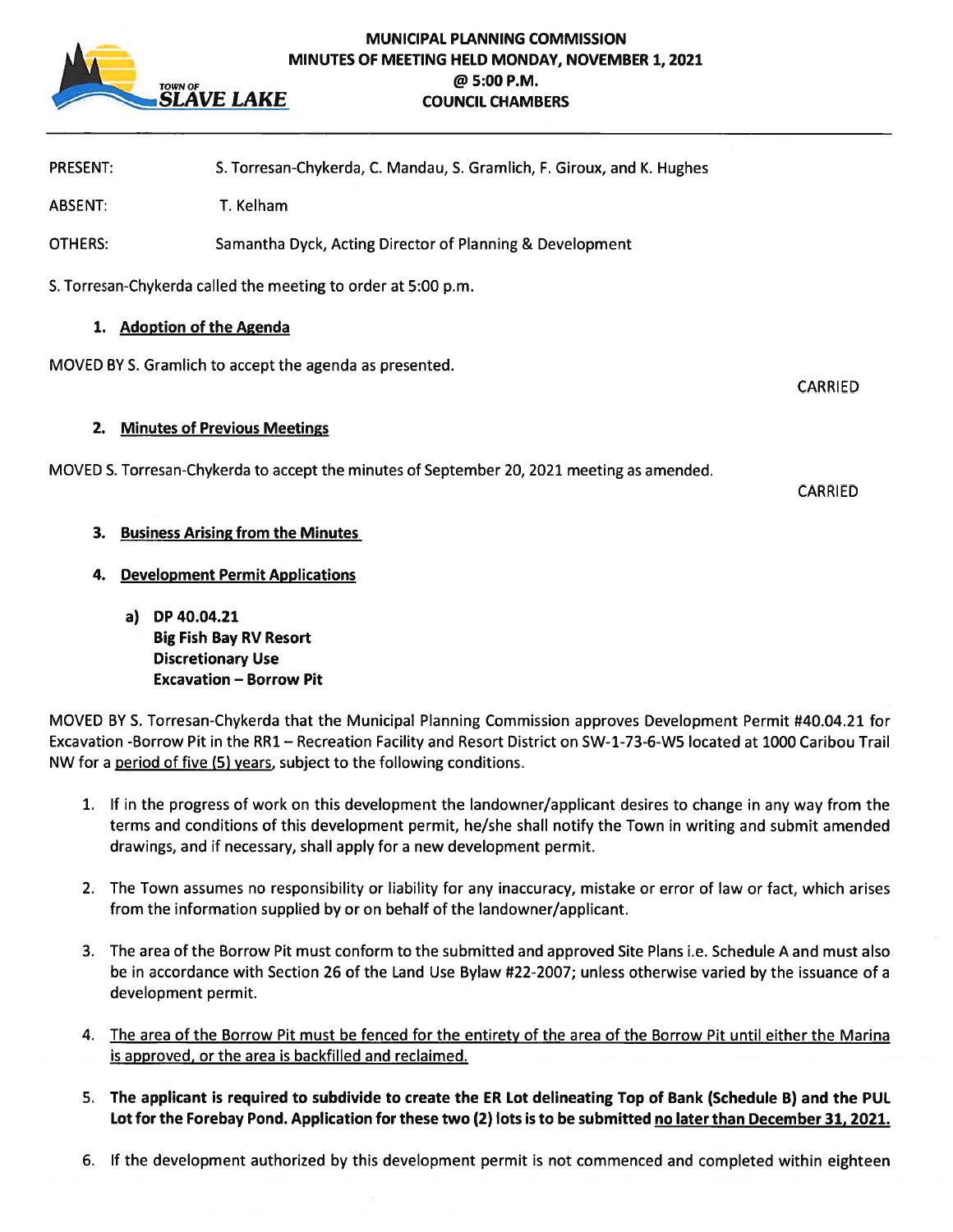**TOWN OF SLAVE LAKE**

# MUNICIPAL PLANNING COMMISSION
## MINUTES OF MEETING HELD MONDAY, NOVEMBER 1, 2021
## @ 5:00 P.M.
## COUNCIL CHAMBERS

PRESENT: S. Torresan-Chykerda, C. Mandau, S. Gramlich, F. Giroux, and K. Hughes

ABSENT: T. Kelham

OTHERS: Samantha Dyck, Acting Director of Planning & Development

S. Torresan-Chykerda called the meeting to order at 5:00 p.m.

1. **Adoption of the Agenda**

MOVED BY S. Gramlich to accept the agenda as presented.

CARRIED

2. **Minutes of Previous Meetings**

MOVED S. Torresan-Chykerda to accept the minutes of September 20, 2021 meeting as amended.

CARRIED

3. **Business Arising from the Minutes**

4. **Development Permit Applications**

   **a) DP 40.04.21**
   **Big Fish Bay RV Resort**
   **Discretionary Use**
   **Excavation – Borrow Pit**

MOVED BY S. Torresan-Chykerda that the Municipal Planning Commission approves Development Permit #40.04.21 for Excavation -Borrow Pit in the RR1 – Recreation Facility and Resort District on SW-1-73-6-W5 located at 1000 Caribou Trail NW for a period of five (5) years, subject to the following conditions.

1. If in the progress of work on this development the landowner/applicant desires to change in any way from the terms and conditions of this development permit, he/she shall notify the Town in writing and submit amended drawings, and if necessary, shall apply for a new development permit.

2. The Town assumes no responsibility or liability for any inaccuracy, mistake or error of law or fact, which arises from the information supplied by or on behalf of the landowner/applicant.

3. The area of the Borrow Pit must conform to the submitted and approved Site Plans i.e. Schedule A and must also be in accordance with Section 26 of the Land Use Bylaw #22-2007; unless otherwise varied by the issuance of a development permit.

4. The area of the Borrow Pit must be fenced for the entirety of the area of the Borrow Pit until either the Marina is approved, or the area is backfilled and reclaimed.

5. **The applicant is required to subdivide to create the ER Lot delineating Top of Bank (Schedule B) and the PUL Lot for the Forebay Pond. Application for these two (2) lots is to be submitted no later than December 31, 2021.**

6. If the development authorized by this development permit is not commenced and completed within eighteen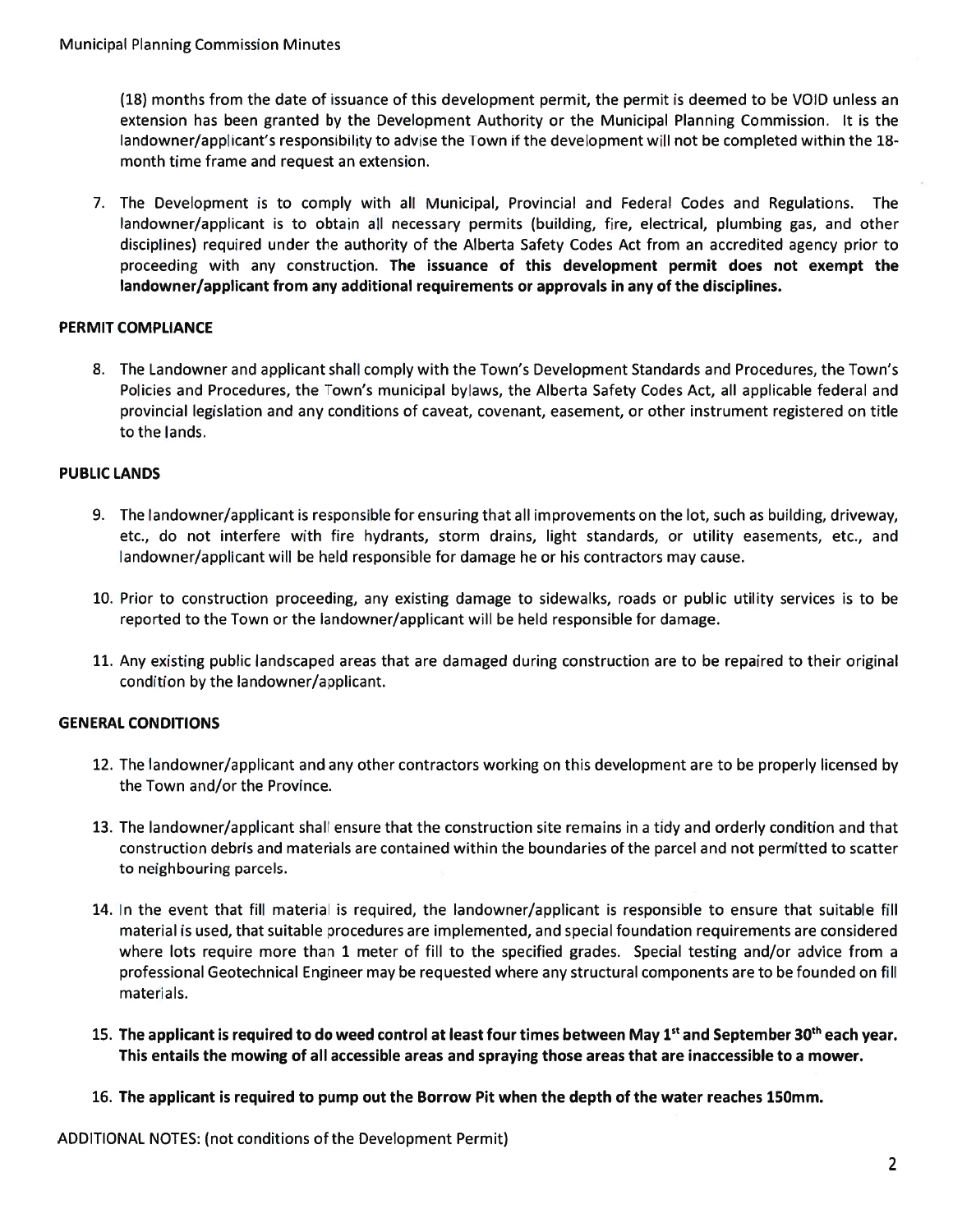(18) months from the date of issuance of this development permit, the permit is deemed to be VOID unless an extension has been granted by the Development Authority or the Municipal Planning Commission. It is the landowner/applicant's responsibility to advise the Town if the development will not be completed within the 18-month time frame and request an extension.

7. The Development is to comply with all Municipal, Provincial and Federal Codes and Regulations. The landowner/applicant is to obtain all necessary permits (building, fire, electrical, plumbing gas, and other disciplines) required under the authority of the Alberta Safety Codes Act from an accredited agency prior to proceeding with any construction. **The issuance of this development permit does not exempt the landowner/applicant from any additional requirements or approvals in any of the disciplines.**

**PERMIT COMPLIANCE**

8. The Landowner and applicant shall comply with the Town's Development Standards and Procedures, the Town's Policies and Procedures, the Town's municipal bylaws, the Alberta Safety Codes Act, all applicable federal and provincial legislation and any conditions of caveat, covenant, easement, or other instrument registered on title to the lands.

**PUBLIC LANDS**

9. The landowner/applicant is responsible for ensuring that all improvements on the lot, such as building, driveway, etc., do not interfere with fire hydrants, storm drains, light standards, or utility easements, etc., and landowner/applicant will be held responsible for damage he or his contractors may cause.

10. Prior to construction proceeding, any existing damage to sidewalks, roads or public utility services is to be reported to the Town or the landowner/applicant will be held responsible for damage.

11. Any existing public landscaped areas that are damaged during construction are to be repaired to their original condition by the landowner/applicant.

**GENERAL CONDITIONS**

12. The landowner/applicant and any other contractors working on this development are to be properly licensed by the Town and/or the Province.

13. The landowner/applicant shall ensure that the construction site remains in a tidy and orderly condition and that construction debris and materials are contained within the boundaries of the parcel and not permitted to scatter to neighbouring parcels.

14. In the event that fill material is required, the landowner/applicant is responsible to ensure that suitable fill material is used, that suitable procedures are implemented, and special foundation requirements are considered where lots require more than 1 meter of fill to the specified grades. Special testing and/or advice from a professional Geotechnical Engineer may be requested where any structural components are to be founded on fill materials.

15. **The applicant is required to do weed control at least four times between May 1st and September 30th each year. This entails the mowing of all accessible areas and spraying those areas that are inaccessible to a mower.**

16. **The applicant is required to pump out the Borrow Pit when the depth of the water reaches 150mm.**

ADDITIONAL NOTES: (not conditions of the Development Permit)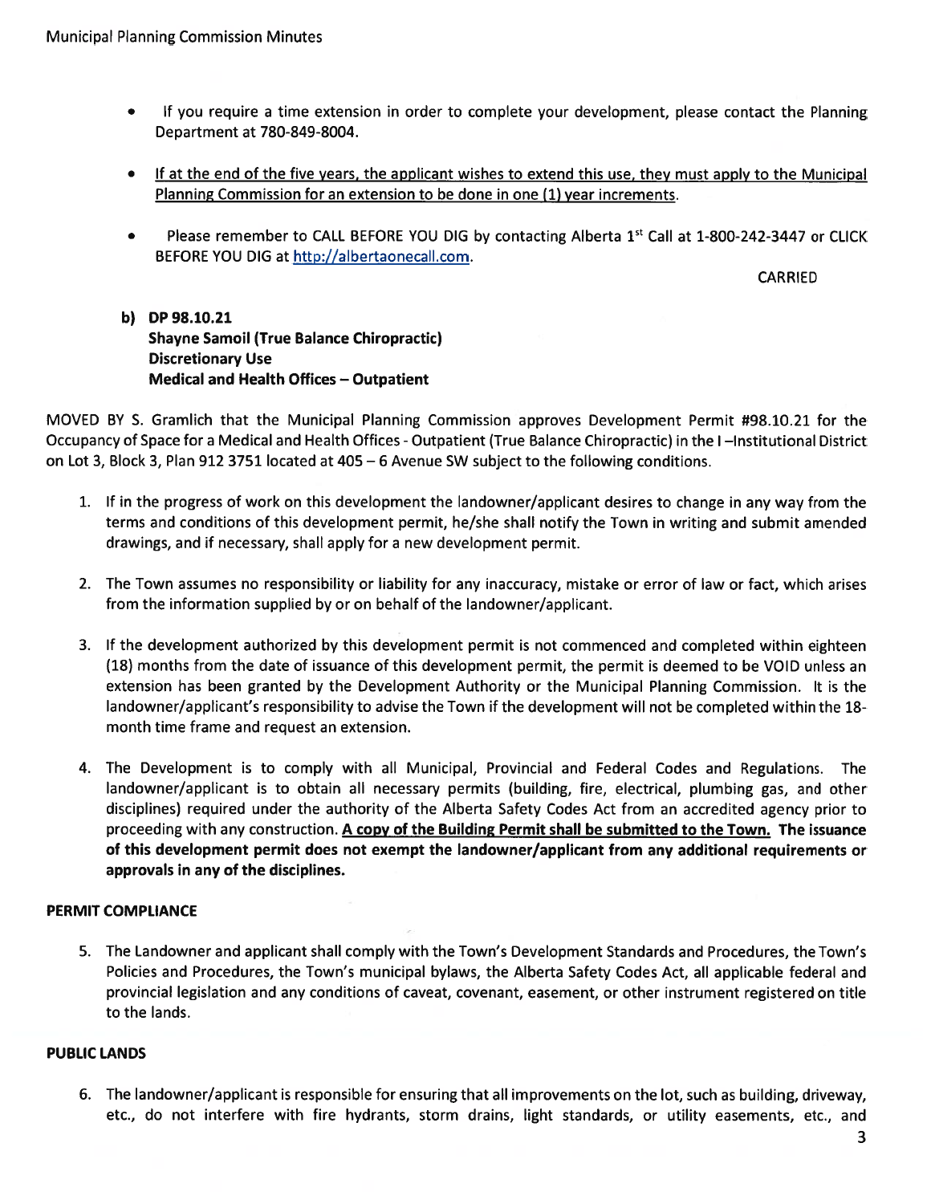- If you require a time extension in order to complete your development, please contact the Planning Department at 780-849-8004.

- If at the end of the five years, the applicant wishes to extend this use, they must apply to the Municipal Planning Commission for an extension to be done in one (1) year increments.

- Please remember to CALL BEFORE YOU DIG by contacting Alberta 1st Call at 1-800-242-3447 or CLICK BEFORE YOU DIG at http://albertaonecall.com.

CARRIED

**b) DP 98.10.21**
**Shayne Samoil (True Balance Chiropractic)**
**Discretionary Use**
**Medical and Health Offices – Outpatient**

MOVED BY S. Gramlich that the Municipal Planning Commission approves Development Permit #98.10.21 for the Occupancy of Space for a Medical and Health Offices - Outpatient (True Balance Chiropractic) in the I –Institutional District on Lot 3, Block 3, Plan 912 3751 located at 405 – 6 Avenue SW subject to the following conditions.

1. If in the progress of work on this development the landowner/applicant desires to change in any way from the terms and conditions of this development permit, he/she shall notify the Town in writing and submit amended drawings, and if necessary, shall apply for a new development permit.

2. The Town assumes no responsibility or liability for any inaccuracy, mistake or error of law or fact, which arises from the information supplied by or on behalf of the landowner/applicant.

3. If the development authorized by this development permit is not commenced and completed within eighteen (18) months from the date of issuance of this development permit, the permit is deemed to be VOID unless an extension has been granted by the Development Authority or the Municipal Planning Commission. It is the landowner/applicant's responsibility to advise the Town if the development will not be completed within the 18-month time frame and request an extension.

4. The Development is to comply with all Municipal, Provincial and Federal Codes and Regulations. The landowner/applicant is to obtain all necessary permits (building, fire, electrical, plumbing gas, and other disciplines) required under the authority of the Alberta Safety Codes Act from an accredited agency prior to proceeding with any construction. **A copy of the Building Permit shall be submitted to the Town. The issuance of this development permit does not exempt the landowner/applicant from any additional requirements or approvals in any of the disciplines.**

**PERMIT COMPLIANCE**

5. The Landowner and applicant shall comply with the Town's Development Standards and Procedures, the Town's Policies and Procedures, the Town's municipal bylaws, the Alberta Safety Codes Act, all applicable federal and provincial legislation and any conditions of caveat, covenant, easement, or other instrument registered on title to the lands.

**PUBLIC LANDS**

6. The landowner/applicant is responsible for ensuring that all improvements on the lot, such as building, driveway, etc., do not interfere with fire hydrants, storm drains, light standards, or utility easements, etc., and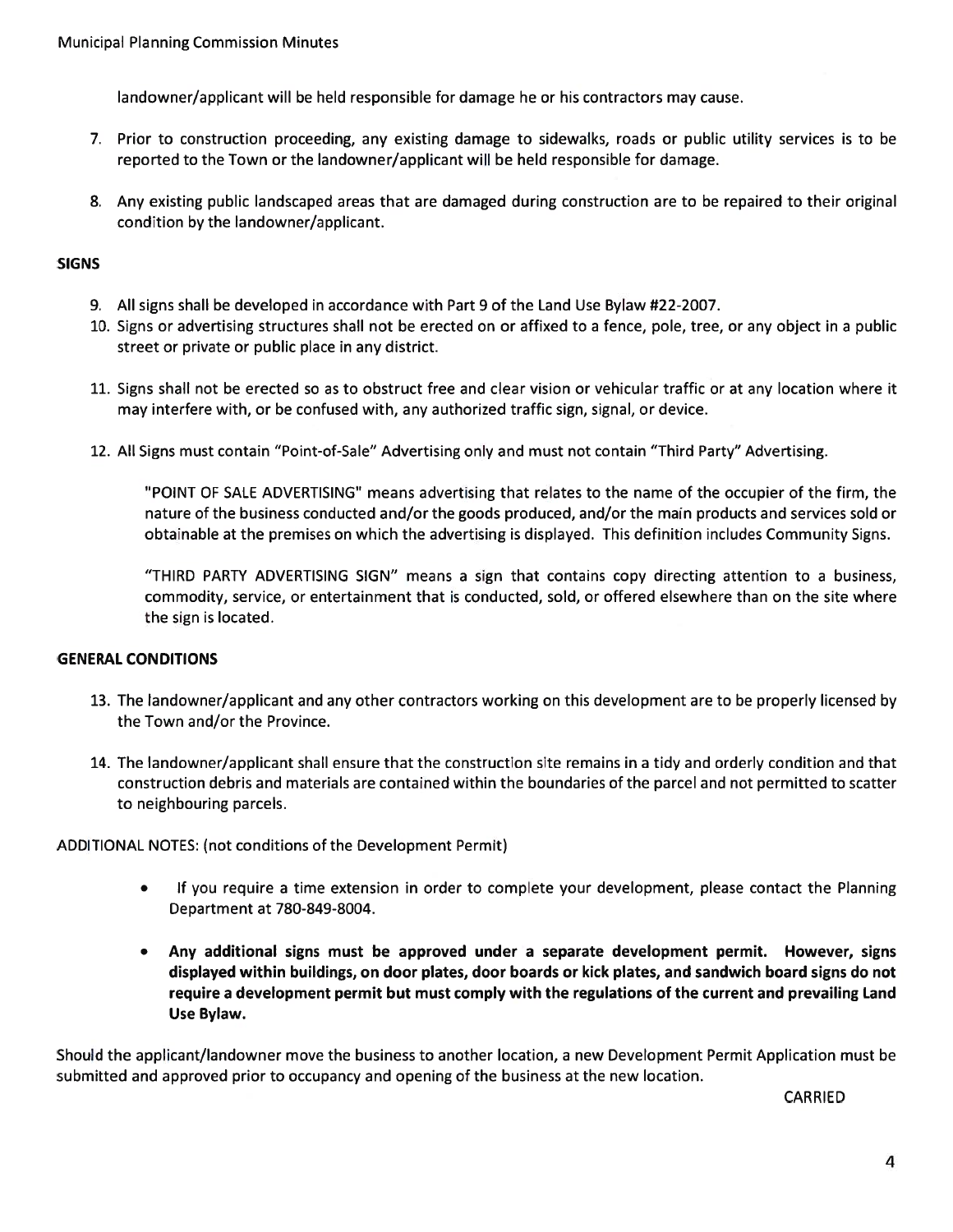landowner/applicant will be held responsible for damage he or his contractors may cause.

7. Prior to construction proceeding, any existing damage to sidewalks, roads or public utility services is to be reported to the Town or the landowner/applicant will be held responsible for damage.

8. Any existing public landscaped areas that are damaged during construction are to be repaired to their original condition by the landowner/applicant.

**SIGNS**

9. All signs shall be developed in accordance with Part 9 of the Land Use Bylaw #22-2007.
10. Signs or advertising structures shall not be erected on or affixed to a fence, pole, tree, or any object in a public street or private or public place in any district.
11. Signs shall not be erected so as to obstruct free and clear vision or vehicular traffic or at any location where it may interfere with, or be confused with, any authorized traffic sign, signal, or device.
12. All Signs must contain "Point-of-Sale" Advertising only and must not contain "Third Party" Advertising.

    "POINT OF SALE ADVERTISING" means advertising that relates to the name of the occupier of the firm, the nature of the business conducted and/or the goods produced, and/or the main products and services sold or obtainable at the premises on which the advertising is displayed. This definition includes Community Signs.

    "THIRD PARTY ADVERTISING SIGN" means a sign that contains copy directing attention to a business, commodity, service, or entertainment that is conducted, sold, or offered elsewhere than on the site where the sign is located.

**GENERAL CONDITIONS**

13. The landowner/applicant and any other contractors working on this development are to be properly licensed by the Town and/or the Province.
14. The landowner/applicant shall ensure that the construction site remains in a tidy and orderly condition and that construction debris and materials are contained within the boundaries of the parcel and not permitted to scatter to neighbouring parcels.

ADDITIONAL NOTES: (not conditions of the Development Permit)

- If you require a time extension in order to complete your development, please contact the Planning Department at 780-849-8004.
- **Any additional signs must be approved under a separate development permit. However, signs displayed within buildings, on door plates, door boards or kick plates, and sandwich board signs do not require a development permit but must comply with the regulations of the current and prevailing Land Use Bylaw.**

Should the applicant/landowner move the business to another location, a new Development Permit Application must be submitted and approved prior to occupancy and opening of the business at the new location.

CARRIED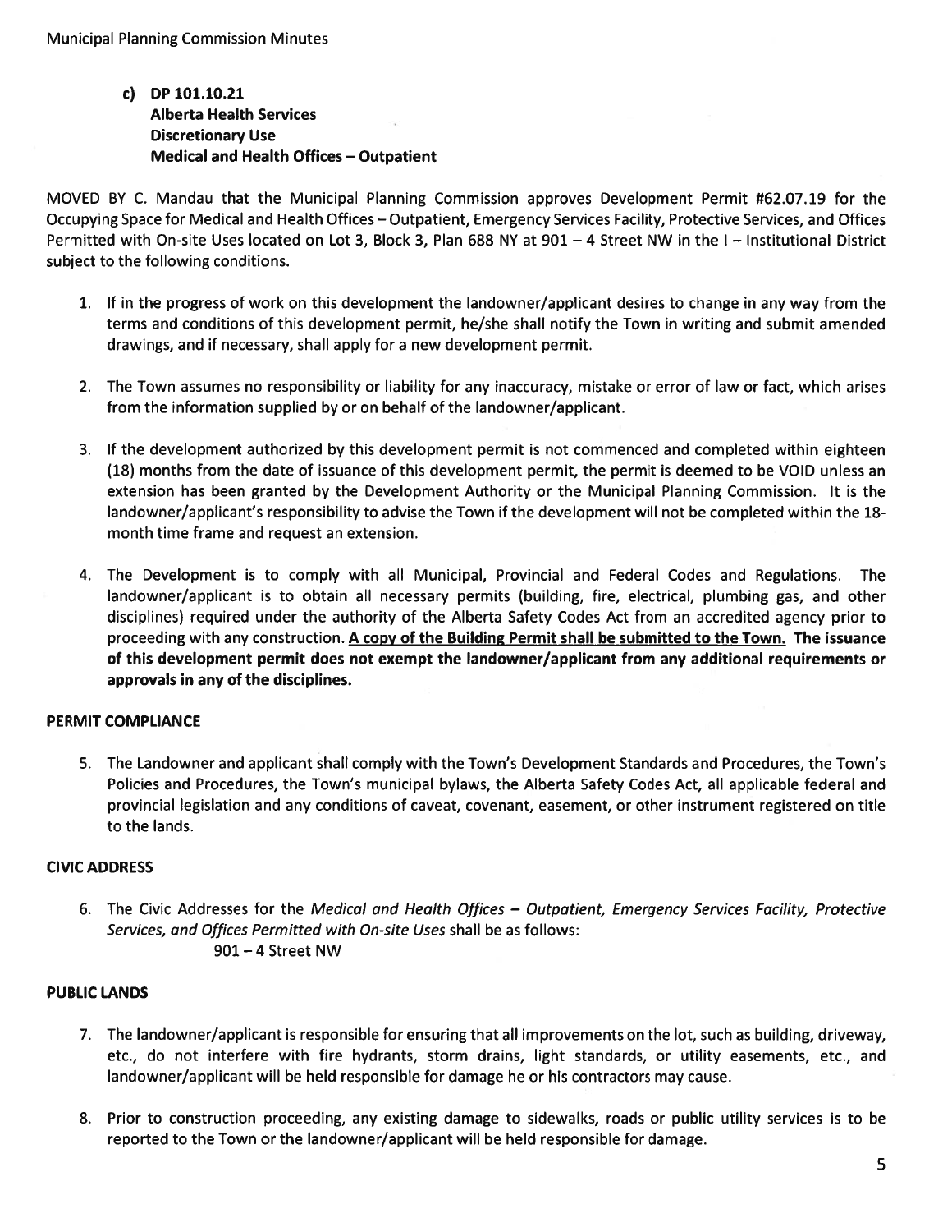**c) DP 101.10.21**
**Alberta Health Services**
**Discretionary Use**
**Medical and Health Offices – Outpatient**

MOVED BY C. Mandau that the Municipal Planning Commission approves Development Permit #62.07.19 for the Occupying Space for Medical and Health Offices – Outpatient, Emergency Services Facility, Protective Services, and Offices Permitted with On-site Uses located on Lot 3, Block 3, Plan 688 NY at 901 – 4 Street NW in the I – Institutional District subject to the following conditions.

1. If in the progress of work on this development the landowner/applicant desires to change in any way from the terms and conditions of this development permit, he/she shall notify the Town in writing and submit amended drawings, and if necessary, shall apply for a new development permit.

2. The Town assumes no responsibility or liability for any inaccuracy, mistake or error of law or fact, which arises from the information supplied by or on behalf of the landowner/applicant.

3. If the development authorized by this development permit is not commenced and completed within eighteen (18) months from the date of issuance of this development permit, the permit is deemed to be VOID unless an extension has been granted by the Development Authority or the Municipal Planning Commission. It is the landowner/applicant's responsibility to advise the Town if the development will not be completed within the 18-month time frame and request an extension.

4. The Development is to comply with all Municipal, Provincial and Federal Codes and Regulations. The landowner/applicant is to obtain all necessary permits (building, fire, electrical, plumbing gas, and other disciplines) required under the authority of the Alberta Safety Codes Act from an accredited agency prior to proceeding with any construction. **A copy of the Building Permit shall be submitted to the Town. The issuance of this development permit does not exempt the landowner/applicant from any additional requirements or approvals in any of the disciplines.**

**PERMIT COMPLIANCE**

5. The Landowner and applicant shall comply with the Town's Development Standards and Procedures, the Town's Policies and Procedures, the Town's municipal bylaws, the Alberta Safety Codes Act, all applicable federal and provincial legislation and any conditions of caveat, covenant, easement, or other instrument registered on title to the lands.

**CIVIC ADDRESS**

6. The Civic Addresses for the *Medical and Health Offices – Outpatient, Emergency Services Facility, Protective Services, and Offices Permitted with On-site Uses* shall be as follows:
   901 – 4 Street NW

**PUBLIC LANDS**

7. The landowner/applicant is responsible for ensuring that all improvements on the lot, such as building, driveway, etc., do not interfere with fire hydrants, storm drains, light standards, or utility easements, etc., and landowner/applicant will be held responsible for damage he or his contractors may cause.

8. Prior to construction proceeding, any existing damage to sidewalks, roads or public utility services is to be reported to the Town or the landowner/applicant will be held responsible for damage.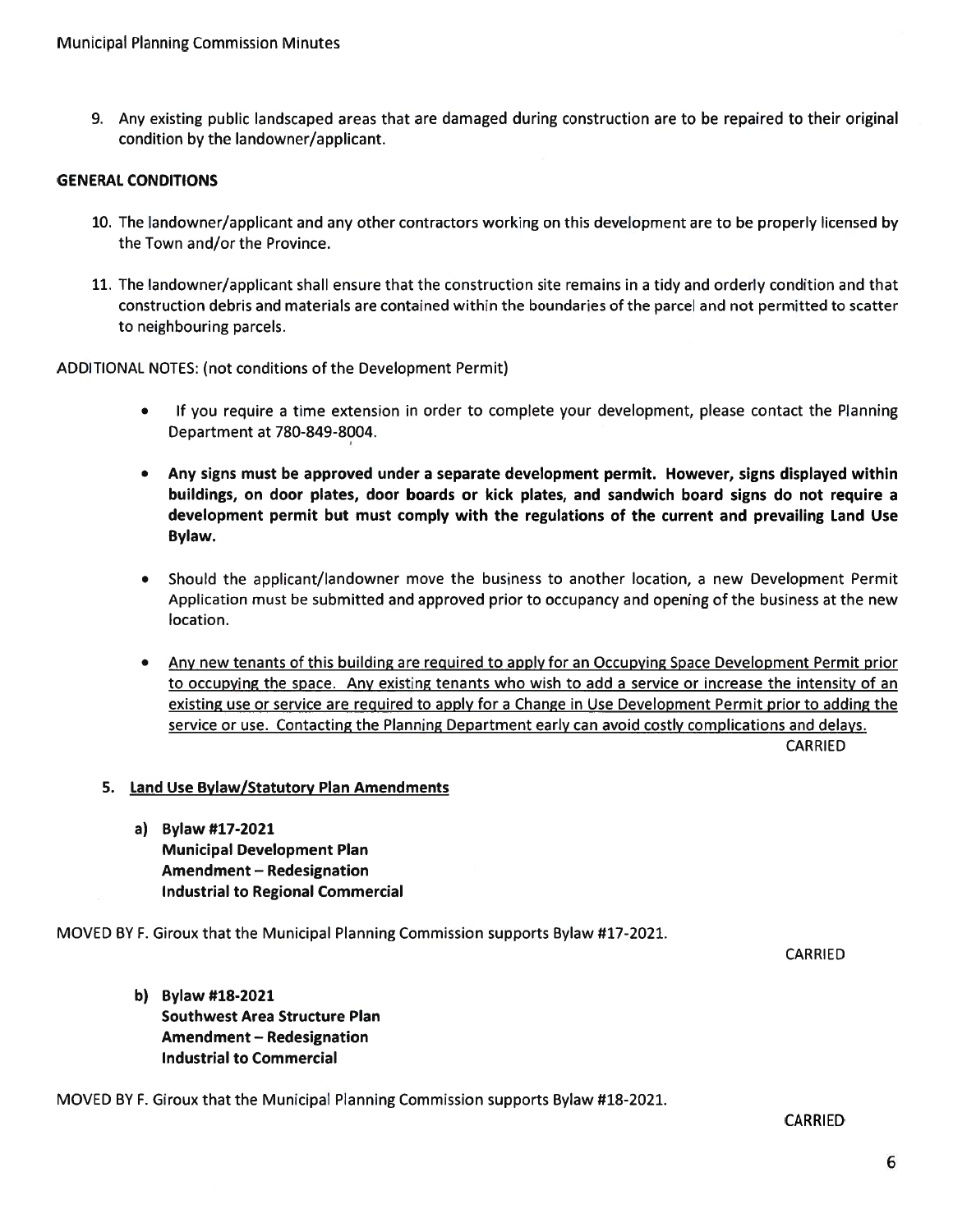9. Any existing public landscaped areas that are damaged during construction are to be repaired to their original condition by the landowner/applicant.

**GENERAL CONDITIONS**

10. The landowner/applicant and any other contractors working on this development are to be properly licensed by the Town and/or the Province.

11. The landowner/applicant shall ensure that the construction site remains in a tidy and orderly condition and that construction debris and materials are contained within the boundaries of the parcel and not permitted to scatter to neighbouring parcels.

ADDITIONAL NOTES: (not conditions of the Development Permit)

- If you require a time extension in order to complete your development, please contact the Planning Department at 780-849-8004.
- **Any signs must be approved under a separate development permit. However, signs displayed within buildings, on door plates, door boards or kick plates, and sandwich board signs do not require a development permit but must comply with the regulations of the current and prevailing Land Use Bylaw.**
- Should the applicant/landowner move the business to another location, a new Development Permit Application must be submitted and approved prior to occupancy and opening of the business at the new location.
- <u>Any new tenants of this building are required to apply for an Occupying Space Development Permit prior to occupying the space. Any existing tenants who wish to add a service or increase the intensity of an existing use or service are required to apply for a Change in Use Development Permit prior to adding the service or use. Contacting the Planning Department early can avoid costly complications and delays.</u>

CARRIED

5. **<u>Land Use Bylaw/Statutory Plan Amendments</u>**

    a) **Bylaw #17-2021**
    **Municipal Development Plan**
    **Amendment – Redesignation**
    **Industrial to Regional Commercial**

MOVED BY F. Giroux that the Municipal Planning Commission supports Bylaw #17-2021.

CARRIED

    b) **Bylaw #18-2021**
    **Southwest Area Structure Plan**
    **Amendment – Redesignation**
    **Industrial to Commercial**

MOVED BY F. Giroux that the Municipal Planning Commission supports Bylaw #18-2021.

CARRIED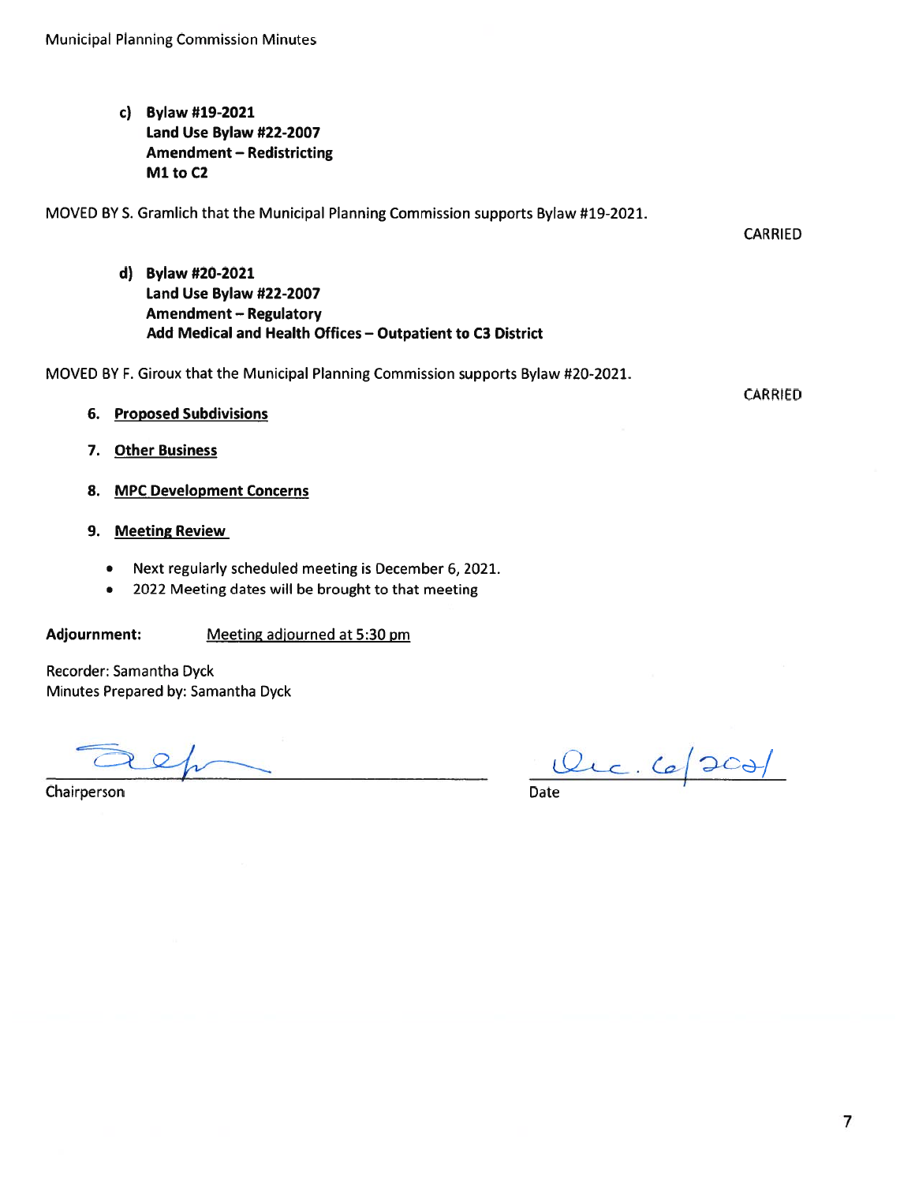**c) Bylaw #19-2021**
**Land Use Bylaw #22-2007**
**Amendment – Redistricting**
**M1 to C2**

MOVED BY S. Gramlich that the Municipal Planning Commission supports Bylaw #19-2021.

CARRIED

**d) Bylaw #20-2021**
**Land Use Bylaw #22-2007**
**Amendment – Regulatory**
**Add Medical and Health Offices – Outpatient to C3 District**

MOVED BY F. Giroux that the Municipal Planning Commission supports Bylaw #20-2021.

CARRIED

6. **Proposed Subdivisions**

7. **Other Business**

8. **MPC Development Concerns**

9. **Meeting Review**

- Next regularly scheduled meeting is December 6, 2021.
- 2022 Meeting dates will be brought to that meeting

**Adjournment:** Meeting adjourned at 5:30 pm

Recorder: Samantha Dyck
Minutes Prepared by: Samantha Dyck

Chairperson

Dec. 6/2021
Date